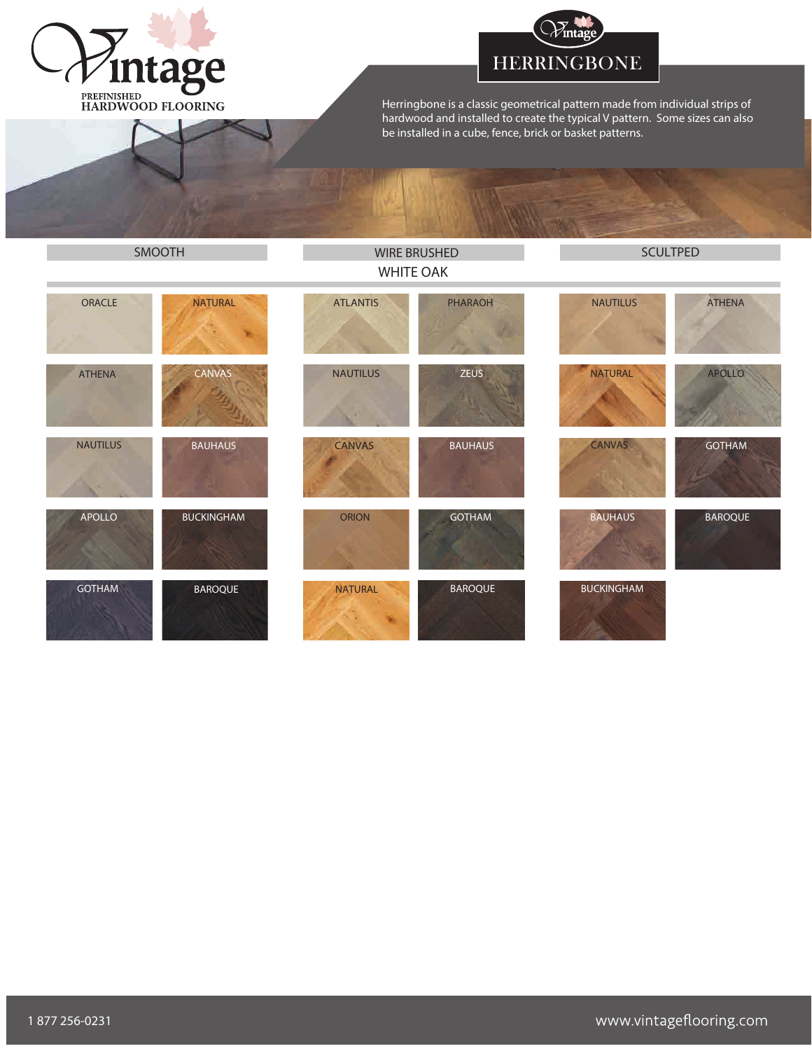# Vintage

PREFINISHED
HARDWOOD FLOORING

## HERRINGBONE

Herringbone is a classic geometrical pattern made from individual strips of hardwood and installed to create the typical V pattern. Some sizes can also be installed in a cube, fence, brick or basket patterns.

### WHITE OAK

| SMOOTH | | WIRE BRUSHED | | SCULTPED | |
|---|---|---|---|---|---|
| ORACLE | NATURAL | ATLANTIS | PHARAOH | NAUTILUS | ATHENA |
| ATHENA | CANVAS | NAUTILUS | ZEUS | NATURAL | APOLLO |
| NAUTILUS | BAUHAUS | CANVAS | BAUHAUS | CANVAS | GOTHAM |
| APOLLO | BUCKINGHAM | ORION | GOTHAM | BAUHAUS | BAROQUE |
| GOTHAM | BAROQUE | NATURAL | BAROQUE | BUCKINGHAM | |

1 877 256-0231

www.vintageflooring.com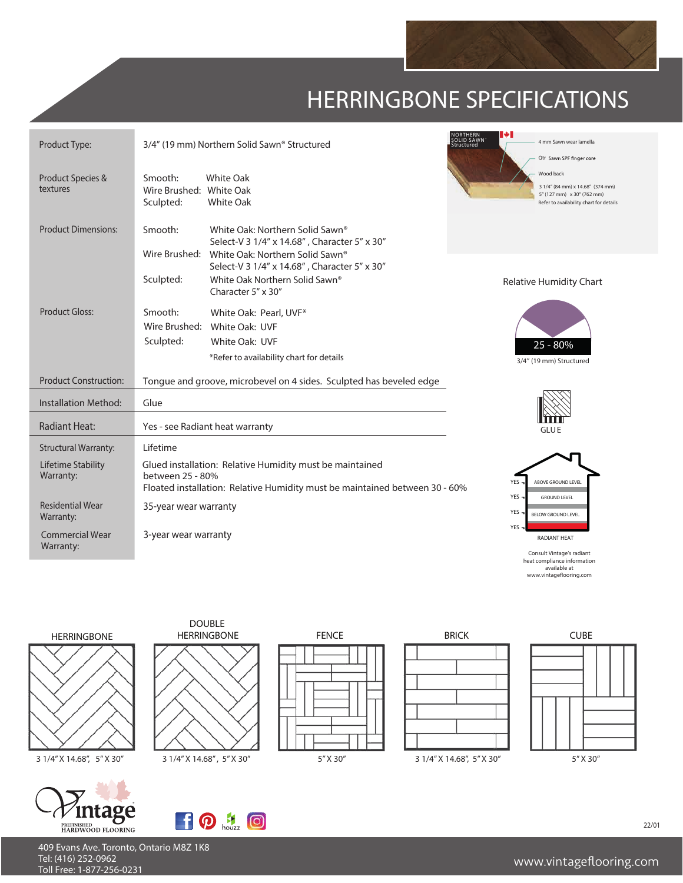# HERRINGBONE SPECIFICATIONS

| | |
|---|---|
| Product Type: | 3/4" (19 mm) Northern Solid Sawn® Structured |
| Product Species & textures | Smooth: White Oak<br>Wire Brushed: White Oak<br>Sculpted: White Oak |
| Product Dimensions: | Smooth: White Oak: Northern Solid Sawn® Select-V 3 1/4" x 14.68" , Character 5" x 30"<br>Wire Brushed: White Oak: Northern Solid Sawn® Select-V 3 1/4" x 14.68" , Character 5" x 30"<br>Sculpted: White Oak Northern Solid Sawn® Character 5" x 30" |
| Product Gloss: | Smooth: White Oak: Pearl, UVF*<br>Wire Brushed: White Oak: UVF<br>Sculpted: White Oak: UVF<br>*Refer to availability chart for details |
| Product Construction: | Tongue and groove, microbevel on 4 sides. Sculpted has beveled edge |
| Installation Method: | Glue |
| Radiant Heat: | Yes - see Radiant heat warranty |
| Structural Warranty: | Lifetime |
| Lifetime Stability Warranty: | Glued installation: Relative Humidity must be maintained between 25 - 80%<br>Floated installation: Relative Humidity must be maintained between 30 - 60% |
| Residential Wear Warranty: | 35-year wear warranty |
| Commercial Wear Warranty: | 3-year wear warranty |

NORTHERN SOLID SAWN Structured

4 mm Sawn wear lamella
Qtr Sawn SPF finger core
Wood back
3 1/4" (84 mm) x 14.68" (374 mm)
5" (127 mm) x 30" (762 mm)
Refer to availability chart for details

Relative Humidity Chart

25 - 80%

3/4" (19 mm) Structured

GLUE

YES ABOVE GROUND LEVEL
YES GROUND LEVEL
YES BELOW GROUND LEVEL
YES RADIANT HEAT

Consult Vintage's radiant heat compliance information available at www.vintageflooring.com

HERRINGBONE
3 1/4" X 14.68", 5" X 30"

DOUBLE HERRINGBONE
3 1/4" X 14.68", 5" X 30"

FENCE
5" X 30"

BRICK
3 1/4" X 14.68", 5" X 30"

CUBE
5" X 30"

Vintage PREFINISHED HARDWOOD FLOORING

houzz

22/01

409 Evans Ave. Toronto, Ontario M8Z 1K8
Tel: (416) 252-0962
Toll Free: 1-877-256-0231

www.vintageflooring.com